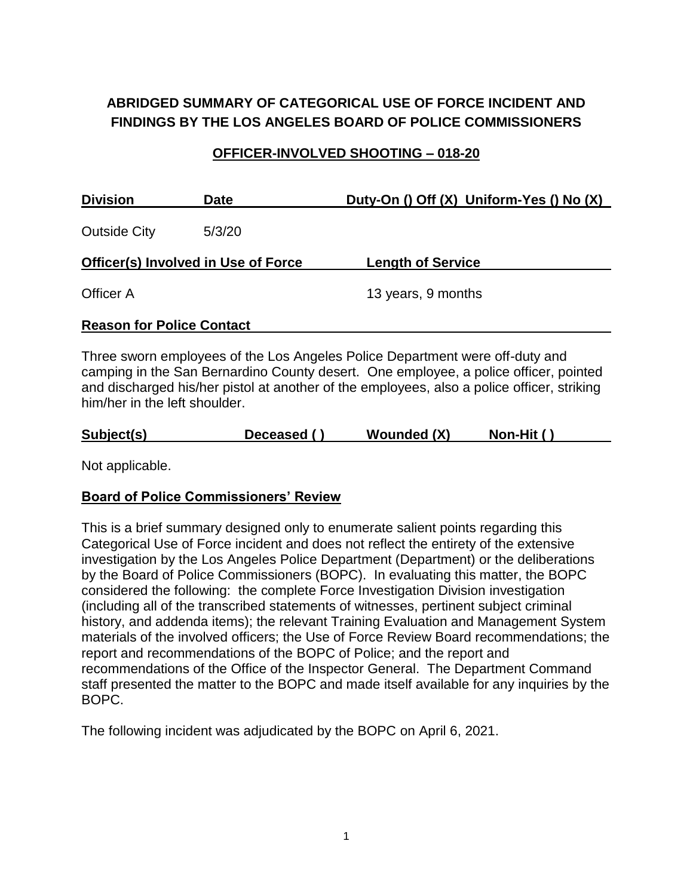**ABRIDGED SUMMARY OF CATEGORICAL USE OF FORCE INCIDENT AND FINDINGS BY THE LOS ANGELES BOARD OF POLICE COMMISSIONERS**

**OFFICER-INVOLVED SHOOTING – 018-20**

| Division | Date | Duty-On () Off (X) Uniform-Yes () No (X) |
|---|---|---|
| Outside City | 5/3/20 | |

| Officer(s) Involved in Use of Force | Length of Service |
|---|---|
| Officer A | 13 years, 9 months |

**Reason for Police Contact**

Three sworn employees of the Los Angeles Police Department were off-duty and camping in the San Bernardino County desert. One employee, a police officer, pointed and discharged his/her pistol at another of the employees, also a police officer, striking him/her in the left shoulder.

| Subject(s) | Deceased ( ) | Wounded (X) | Non-Hit ( ) |
|---|---|---|---|

Not applicable.

**Board of Police Commissioners' Review**

This is a brief summary designed only to enumerate salient points regarding this Categorical Use of Force incident and does not reflect the entirety of the extensive investigation by the Los Angeles Police Department (Department) or the deliberations by the Board of Police Commissioners (BOPC). In evaluating this matter, the BOPC considered the following: the complete Force Investigation Division investigation (including all of the transcribed statements of witnesses, pertinent subject criminal history, and addenda items); the relevant Training Evaluation and Management System materials of the involved officers; the Use of Force Review Board recommendations; the report and recommendations of the BOPC of Police; and the report and recommendations of the Office of the Inspector General. The Department Command staff presented the matter to the BOPC and made itself available for any inquiries by the BOPC.

The following incident was adjudicated by the BOPC on April 6, 2021.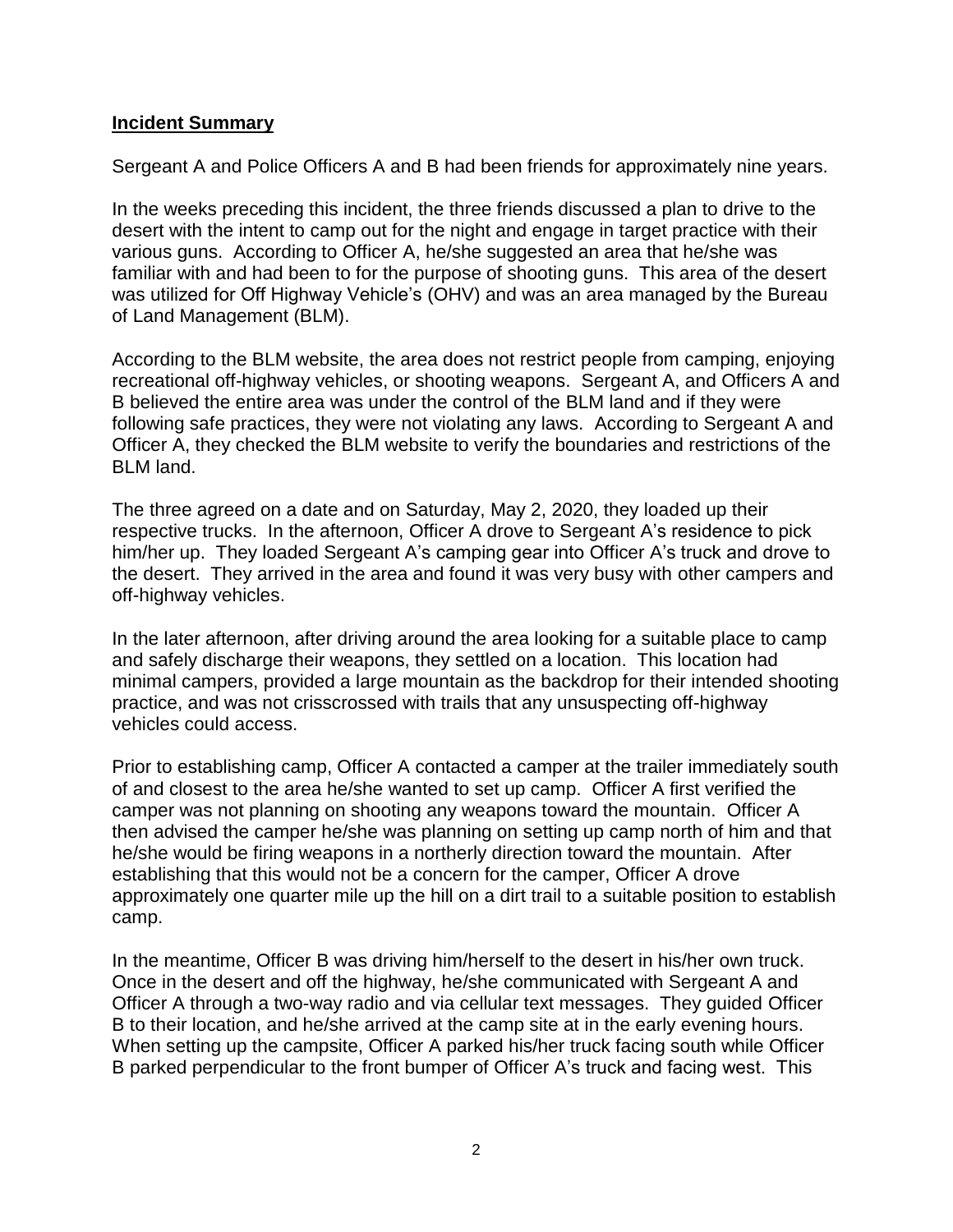## **Incident Summary**

Sergeant A and Police Officers A and B had been friends for approximately nine years.

In the weeks preceding this incident, the three friends discussed a plan to drive to the desert with the intent to camp out for the night and engage in target practice with their various guns. According to Officer A, he/she suggested an area that he/she was familiar with and had been to for the purpose of shooting guns. This area of the desert was utilized for Off Highway Vehicle's (OHV) and was an area managed by the Bureau of Land Management (BLM).

According to the BLM website, the area does not restrict people from camping, enjoying recreational off-highway vehicles, or shooting weapons. Sergeant A, and Officers A and B believed the entire area was under the control of the BLM land and if they were following safe practices, they were not violating any laws. According to Sergeant A and Officer A, they checked the BLM website to verify the boundaries and restrictions of the BLM land.

The three agreed on a date and on Saturday, May 2, 2020, they loaded up their respective trucks. In the afternoon, Officer A drove to Sergeant A's residence to pick him/her up. They loaded Sergeant A's camping gear into Officer A's truck and drove to the desert. They arrived in the area and found it was very busy with other campers and off-highway vehicles.

In the later afternoon, after driving around the area looking for a suitable place to camp and safely discharge their weapons, they settled on a location. This location had minimal campers, provided a large mountain as the backdrop for their intended shooting practice, and was not crisscrossed with trails that any unsuspecting off-highway vehicles could access.

Prior to establishing camp, Officer A contacted a camper at the trailer immediately south of and closest to the area he/she wanted to set up camp. Officer A first verified the camper was not planning on shooting any weapons toward the mountain. Officer A then advised the camper he/she was planning on setting up camp north of him and that he/she would be firing weapons in a northerly direction toward the mountain. After establishing that this would not be a concern for the camper, Officer A drove approximately one quarter mile up the hill on a dirt trail to a suitable position to establish camp.

In the meantime, Officer B was driving him/herself to the desert in his/her own truck. Once in the desert and off the highway, he/she communicated with Sergeant A and Officer A through a two-way radio and via cellular text messages. They guided Officer B to their location, and he/she arrived at the camp site at in the early evening hours. When setting up the campsite, Officer A parked his/her truck facing south while Officer B parked perpendicular to the front bumper of Officer A's truck and facing west. This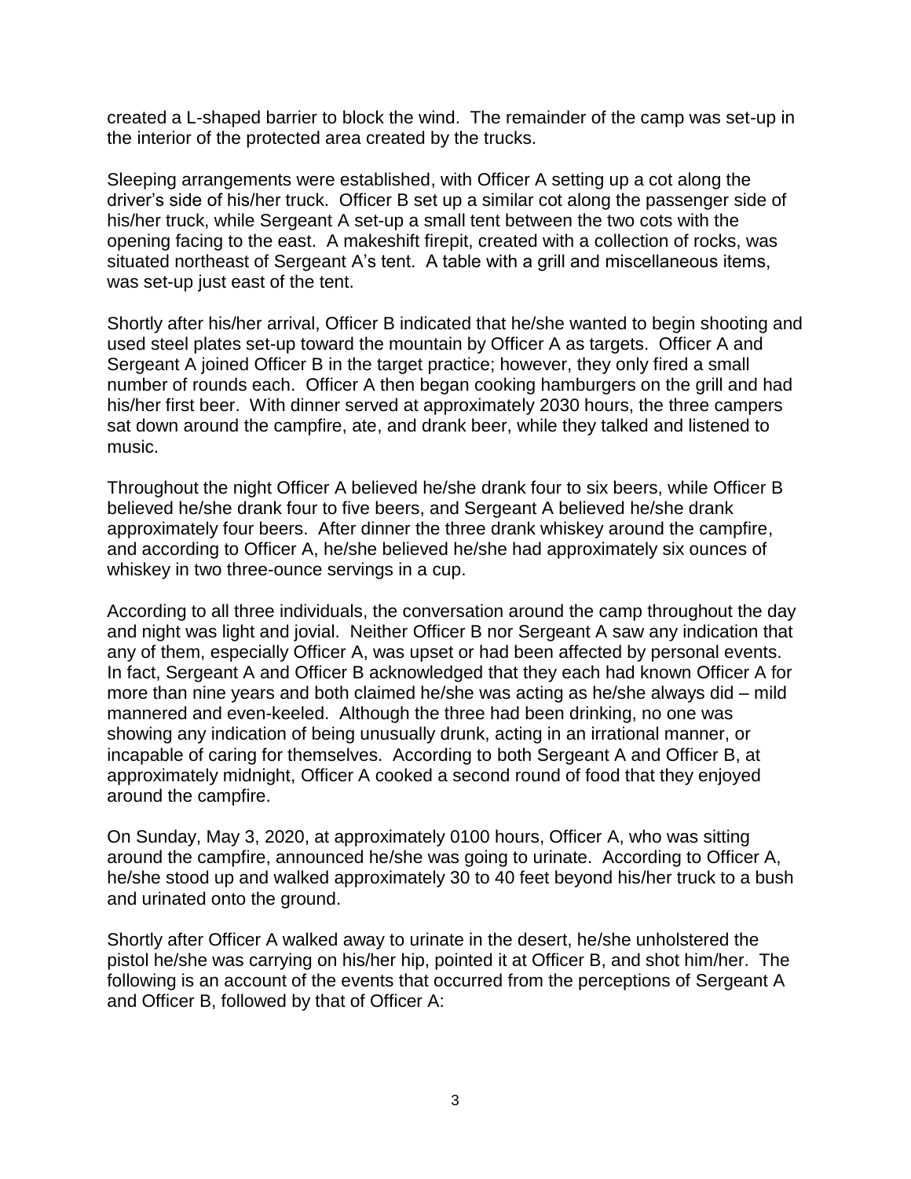created a L-shaped barrier to block the wind. The remainder of the camp was set-up in the interior of the protected area created by the trucks.

Sleeping arrangements were established, with Officer A setting up a cot along the driver's side of his/her truck. Officer B set up a similar cot along the passenger side of his/her truck, while Sergeant A set-up a small tent between the two cots with the opening facing to the east. A makeshift firepit, created with a collection of rocks, was situated northeast of Sergeant A's tent. A table with a grill and miscellaneous items, was set-up just east of the tent.

Shortly after his/her arrival, Officer B indicated that he/she wanted to begin shooting and used steel plates set-up toward the mountain by Officer A as targets. Officer A and Sergeant A joined Officer B in the target practice; however, they only fired a small number of rounds each. Officer A then began cooking hamburgers on the grill and had his/her first beer. With dinner served at approximately 2030 hours, the three campers sat down around the campfire, ate, and drank beer, while they talked and listened to music.

Throughout the night Officer A believed he/she drank four to six beers, while Officer B believed he/she drank four to five beers, and Sergeant A believed he/she drank approximately four beers. After dinner the three drank whiskey around the campfire, and according to Officer A, he/she believed he/she had approximately six ounces of whiskey in two three-ounce servings in a cup.

According to all three individuals, the conversation around the camp throughout the day and night was light and jovial. Neither Officer B nor Sergeant A saw any indication that any of them, especially Officer A, was upset or had been affected by personal events. In fact, Sergeant A and Officer B acknowledged that they each had known Officer A for more than nine years and both claimed he/she was acting as he/she always did – mild mannered and even-keeled. Although the three had been drinking, no one was showing any indication of being unusually drunk, acting in an irrational manner, or incapable of caring for themselves. According to both Sergeant A and Officer B, at approximately midnight, Officer A cooked a second round of food that they enjoyed around the campfire.

On Sunday, May 3, 2020, at approximately 0100 hours, Officer A, who was sitting around the campfire, announced he/she was going to urinate. According to Officer A, he/she stood up and walked approximately 30 to 40 feet beyond his/her truck to a bush and urinated onto the ground.

Shortly after Officer A walked away to urinate in the desert, he/she unholstered the pistol he/she was carrying on his/her hip, pointed it at Officer B, and shot him/her. The following is an account of the events that occurred from the perceptions of Sergeant A and Officer B, followed by that of Officer A: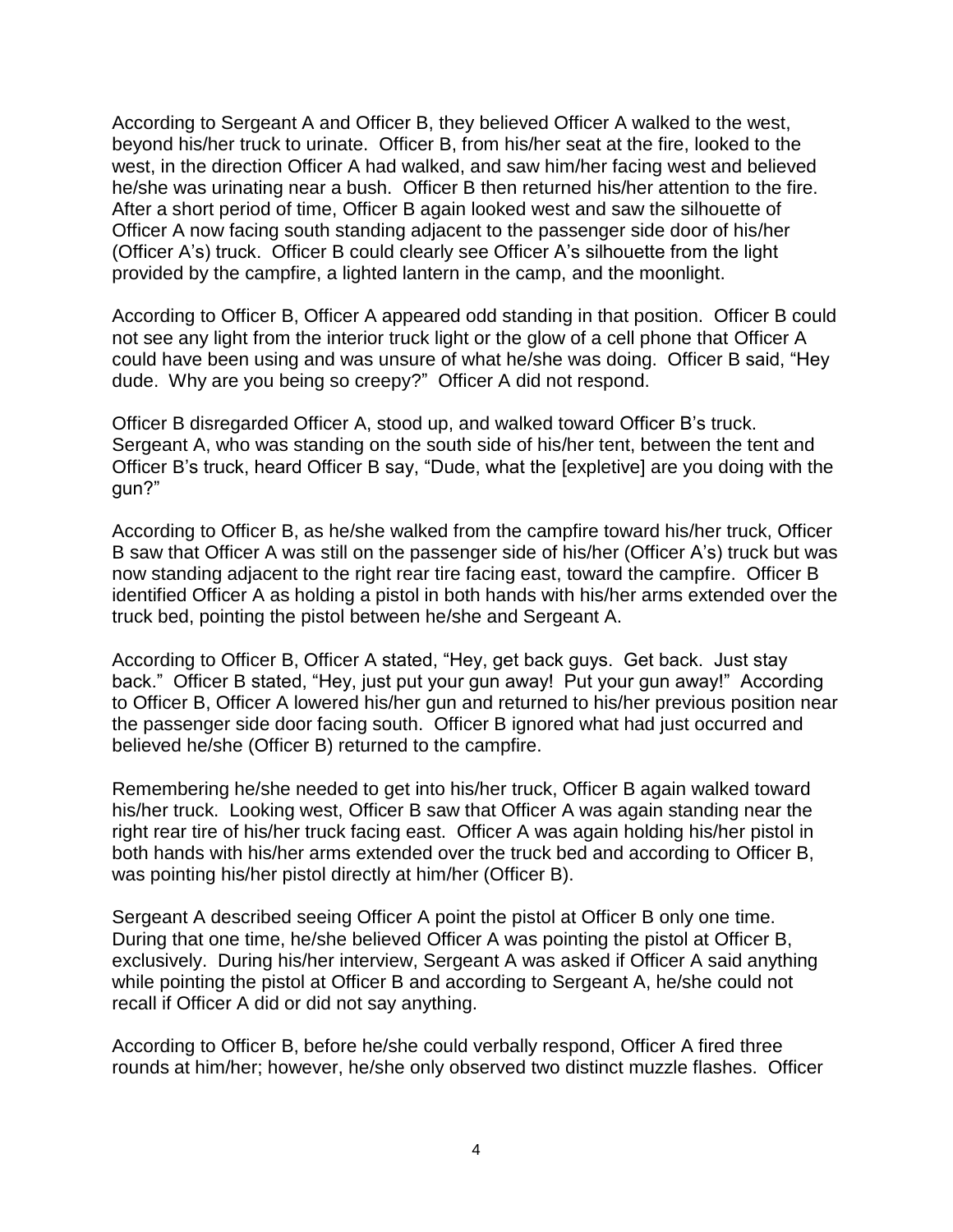According to Sergeant A and Officer B, they believed Officer A walked to the west, beyond his/her truck to urinate. Officer B, from his/her seat at the fire, looked to the west, in the direction Officer A had walked, and saw him/her facing west and believed he/she was urinating near a bush. Officer B then returned his/her attention to the fire. After a short period of time, Officer B again looked west and saw the silhouette of Officer A now facing south standing adjacent to the passenger side door of his/her (Officer A's) truck. Officer B could clearly see Officer A's silhouette from the light provided by the campfire, a lighted lantern in the camp, and the moonlight.

According to Officer B, Officer A appeared odd standing in that position. Officer B could not see any light from the interior truck light or the glow of a cell phone that Officer A could have been using and was unsure of what he/she was doing. Officer B said, "Hey dude. Why are you being so creepy?" Officer A did not respond.

Officer B disregarded Officer A, stood up, and walked toward Officer B's truck. Sergeant A, who was standing on the south side of his/her tent, between the tent and Officer B's truck, heard Officer B say, "Dude, what the [expletive] are you doing with the gun?"

According to Officer B, as he/she walked from the campfire toward his/her truck, Officer B saw that Officer A was still on the passenger side of his/her (Officer A's) truck but was now standing adjacent to the right rear tire facing east, toward the campfire. Officer B identified Officer A as holding a pistol in both hands with his/her arms extended over the truck bed, pointing the pistol between he/she and Sergeant A.

According to Officer B, Officer A stated, "Hey, get back guys. Get back. Just stay back." Officer B stated, "Hey, just put your gun away! Put your gun away!" According to Officer B, Officer A lowered his/her gun and returned to his/her previous position near the passenger side door facing south. Officer B ignored what had just occurred and believed he/she (Officer B) returned to the campfire.

Remembering he/she needed to get into his/her truck, Officer B again walked toward his/her truck. Looking west, Officer B saw that Officer A was again standing near the right rear tire of his/her truck facing east. Officer A was again holding his/her pistol in both hands with his/her arms extended over the truck bed and according to Officer B, was pointing his/her pistol directly at him/her (Officer B).

Sergeant A described seeing Officer A point the pistol at Officer B only one time. During that one time, he/she believed Officer A was pointing the pistol at Officer B, exclusively. During his/her interview, Sergeant A was asked if Officer A said anything while pointing the pistol at Officer B and according to Sergeant A, he/she could not recall if Officer A did or did not say anything.

According to Officer B, before he/she could verbally respond, Officer A fired three rounds at him/her; however, he/she only observed two distinct muzzle flashes. Officer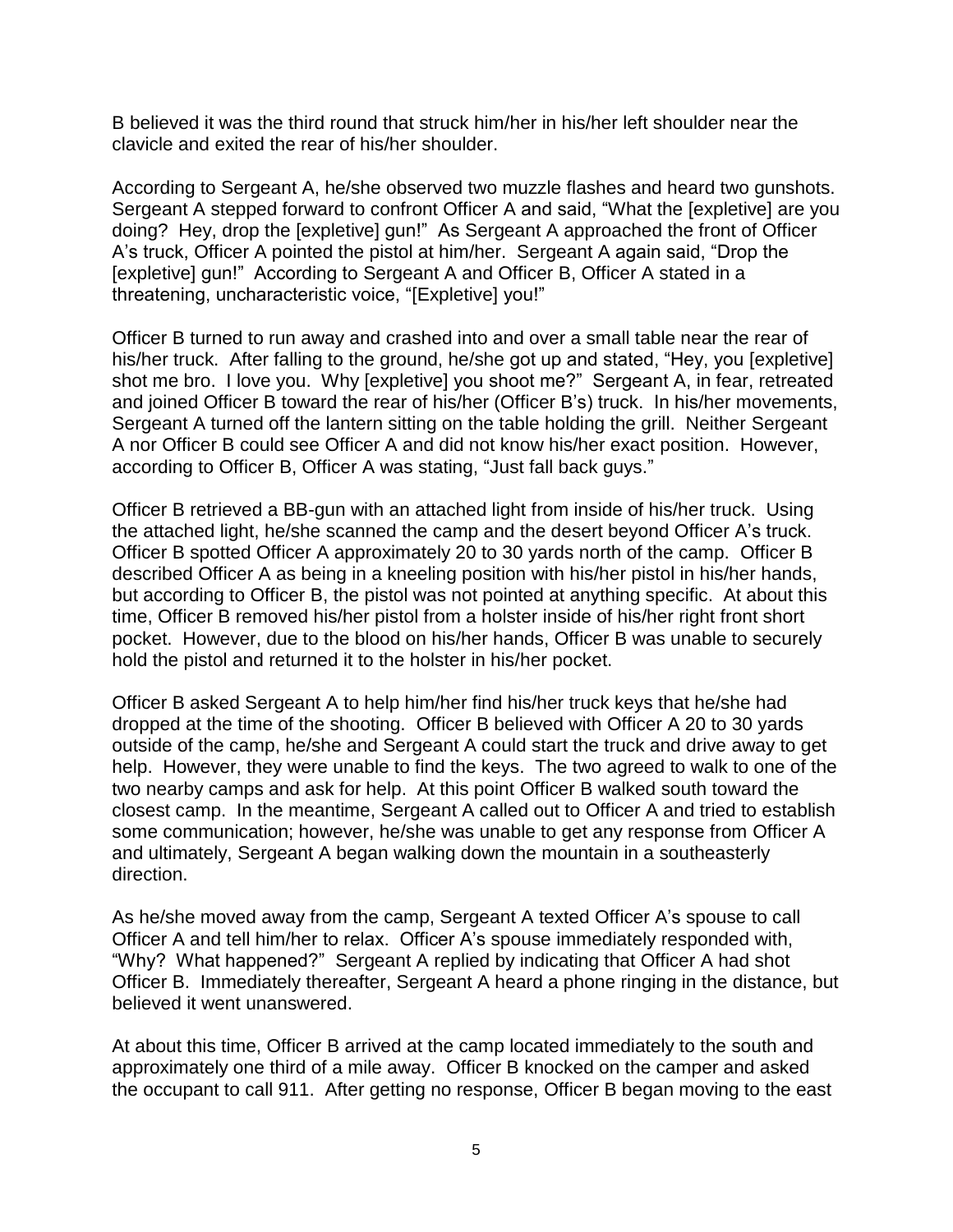B believed it was the third round that struck him/her in his/her left shoulder near the clavicle and exited the rear of his/her shoulder.

According to Sergeant A, he/she observed two muzzle flashes and heard two gunshots. Sergeant A stepped forward to confront Officer A and said, "What the [expletive] are you doing? Hey, drop the [expletive] gun!" As Sergeant A approached the front of Officer A's truck, Officer A pointed the pistol at him/her. Sergeant A again said, "Drop the [expletive] gun!" According to Sergeant A and Officer B, Officer A stated in a threatening, uncharacteristic voice, "[Expletive] you!"

Officer B turned to run away and crashed into and over a small table near the rear of his/her truck. After falling to the ground, he/she got up and stated, "Hey, you [expletive] shot me bro. I love you. Why [expletive] you shoot me?" Sergeant A, in fear, retreated and joined Officer B toward the rear of his/her (Officer B's) truck. In his/her movements, Sergeant A turned off the lantern sitting on the table holding the grill. Neither Sergeant A nor Officer B could see Officer A and did not know his/her exact position. However, according to Officer B, Officer A was stating, "Just fall back guys."

Officer B retrieved a BB-gun with an attached light from inside of his/her truck. Using the attached light, he/she scanned the camp and the desert beyond Officer A's truck. Officer B spotted Officer A approximately 20 to 30 yards north of the camp. Officer B described Officer A as being in a kneeling position with his/her pistol in his/her hands, but according to Officer B, the pistol was not pointed at anything specific. At about this time, Officer B removed his/her pistol from a holster inside of his/her right front short pocket. However, due to the blood on his/her hands, Officer B was unable to securely hold the pistol and returned it to the holster in his/her pocket.

Officer B asked Sergeant A to help him/her find his/her truck keys that he/she had dropped at the time of the shooting. Officer B believed with Officer A 20 to 30 yards outside of the camp, he/she and Sergeant A could start the truck and drive away to get help. However, they were unable to find the keys. The two agreed to walk to one of the two nearby camps and ask for help. At this point Officer B walked south toward the closest camp. In the meantime, Sergeant A called out to Officer A and tried to establish some communication; however, he/she was unable to get any response from Officer A and ultimately, Sergeant A began walking down the mountain in a southeasterly direction.

As he/she moved away from the camp, Sergeant A texted Officer A's spouse to call Officer A and tell him/her to relax. Officer A's spouse immediately responded with, "Why? What happened?" Sergeant A replied by indicating that Officer A had shot Officer B. Immediately thereafter, Sergeant A heard a phone ringing in the distance, but believed it went unanswered.

At about this time, Officer B arrived at the camp located immediately to the south and approximately one third of a mile away. Officer B knocked on the camper and asked the occupant to call 911. After getting no response, Officer B began moving to the east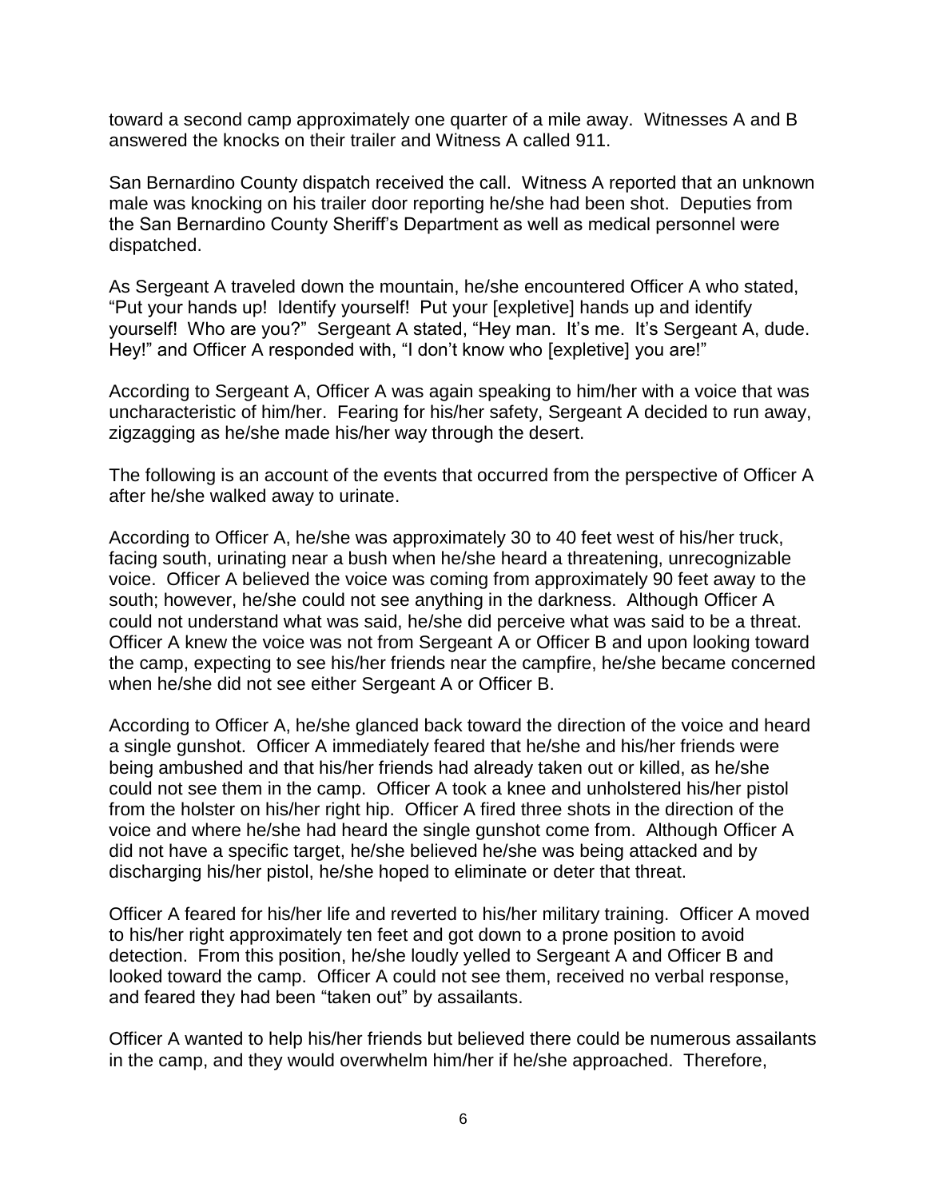toward a second camp approximately one quarter of a mile away. Witnesses A and B answered the knocks on their trailer and Witness A called 911.

San Bernardino County dispatch received the call. Witness A reported that an unknown male was knocking on his trailer door reporting he/she had been shot. Deputies from the San Bernardino County Sheriff's Department as well as medical personnel were dispatched.

As Sergeant A traveled down the mountain, he/she encountered Officer A who stated, "Put your hands up! Identify yourself! Put your [expletive] hands up and identify yourself! Who are you?" Sergeant A stated, "Hey man. It's me. It's Sergeant A, dude. Hey!" and Officer A responded with, "I don't know who [expletive] you are!"

According to Sergeant A, Officer A was again speaking to him/her with a voice that was uncharacteristic of him/her. Fearing for his/her safety, Sergeant A decided to run away, zigzagging as he/she made his/her way through the desert.

The following is an account of the events that occurred from the perspective of Officer A after he/she walked away to urinate.

According to Officer A, he/she was approximately 30 to 40 feet west of his/her truck, facing south, urinating near a bush when he/she heard a threatening, unrecognizable voice. Officer A believed the voice was coming from approximately 90 feet away to the south; however, he/she could not see anything in the darkness. Although Officer A could not understand what was said, he/she did perceive what was said to be a threat. Officer A knew the voice was not from Sergeant A or Officer B and upon looking toward the camp, expecting to see his/her friends near the campfire, he/she became concerned when he/she did not see either Sergeant A or Officer B.

According to Officer A, he/she glanced back toward the direction of the voice and heard a single gunshot. Officer A immediately feared that he/she and his/her friends were being ambushed and that his/her friends had already taken out or killed, as he/she could not see them in the camp. Officer A took a knee and unholstered his/her pistol from the holster on his/her right hip. Officer A fired three shots in the direction of the voice and where he/she had heard the single gunshot come from. Although Officer A did not have a specific target, he/she believed he/she was being attacked and by discharging his/her pistol, he/she hoped to eliminate or deter that threat.

Officer A feared for his/her life and reverted to his/her military training. Officer A moved to his/her right approximately ten feet and got down to a prone position to avoid detection. From this position, he/she loudly yelled to Sergeant A and Officer B and looked toward the camp. Officer A could not see them, received no verbal response, and feared they had been "taken out" by assailants.

Officer A wanted to help his/her friends but believed there could be numerous assailants in the camp, and they would overwhelm him/her if he/she approached. Therefore,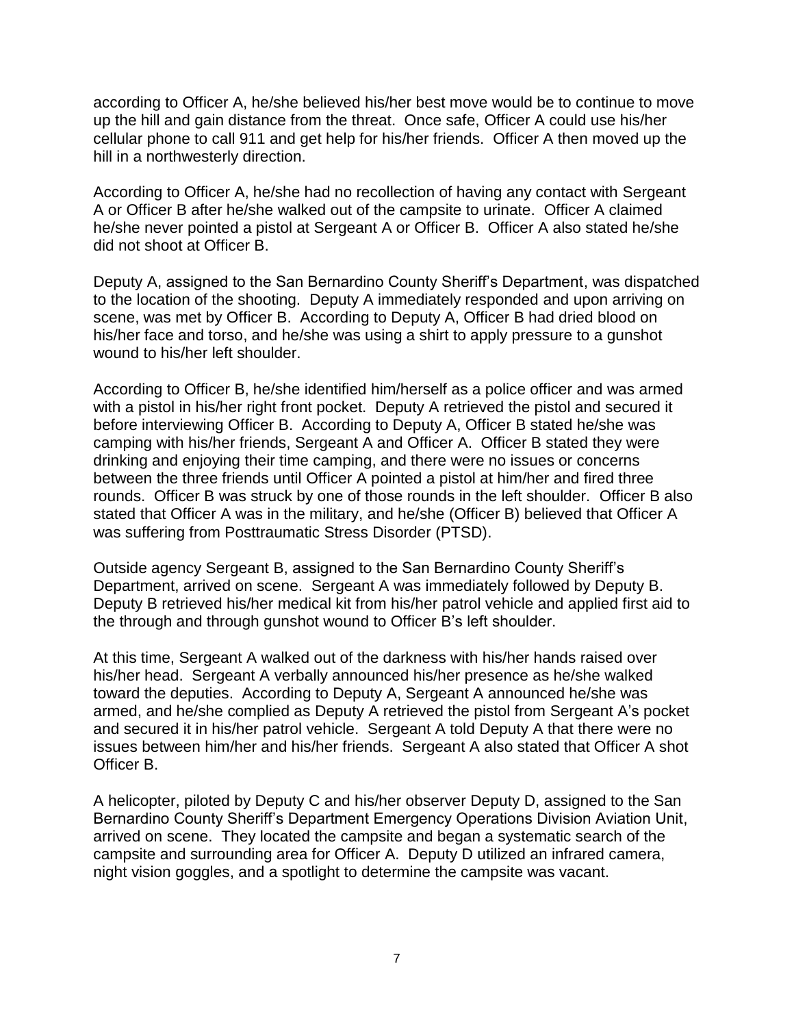according to Officer A, he/she believed his/her best move would be to continue to move up the hill and gain distance from the threat. Once safe, Officer A could use his/her cellular phone to call 911 and get help for his/her friends. Officer A then moved up the hill in a northwesterly direction.

According to Officer A, he/she had no recollection of having any contact with Sergeant A or Officer B after he/she walked out of the campsite to urinate. Officer A claimed he/she never pointed a pistol at Sergeant A or Officer B. Officer A also stated he/she did not shoot at Officer B.

Deputy A, assigned to the San Bernardino County Sheriff's Department, was dispatched to the location of the shooting. Deputy A immediately responded and upon arriving on scene, was met by Officer B. According to Deputy A, Officer B had dried blood on his/her face and torso, and he/she was using a shirt to apply pressure to a gunshot wound to his/her left shoulder.

According to Officer B, he/she identified him/herself as a police officer and was armed with a pistol in his/her right front pocket. Deputy A retrieved the pistol and secured it before interviewing Officer B. According to Deputy A, Officer B stated he/she was camping with his/her friends, Sergeant A and Officer A. Officer B stated they were drinking and enjoying their time camping, and there were no issues or concerns between the three friends until Officer A pointed a pistol at him/her and fired three rounds. Officer B was struck by one of those rounds in the left shoulder. Officer B also stated that Officer A was in the military, and he/she (Officer B) believed that Officer A was suffering from Posttraumatic Stress Disorder (PTSD).

Outside agency Sergeant B, assigned to the San Bernardino County Sheriff's Department, arrived on scene. Sergeant A was immediately followed by Deputy B. Deputy B retrieved his/her medical kit from his/her patrol vehicle and applied first aid to the through and through gunshot wound to Officer B's left shoulder.

At this time, Sergeant A walked out of the darkness with his/her hands raised over his/her head. Sergeant A verbally announced his/her presence as he/she walked toward the deputies. According to Deputy A, Sergeant A announced he/she was armed, and he/she complied as Deputy A retrieved the pistol from Sergeant A's pocket and secured it in his/her patrol vehicle. Sergeant A told Deputy A that there were no issues between him/her and his/her friends. Sergeant A also stated that Officer A shot Officer B.

A helicopter, piloted by Deputy C and his/her observer Deputy D, assigned to the San Bernardino County Sheriff's Department Emergency Operations Division Aviation Unit, arrived on scene. They located the campsite and began a systematic search of the campsite and surrounding area for Officer A. Deputy D utilized an infrared camera, night vision goggles, and a spotlight to determine the campsite was vacant.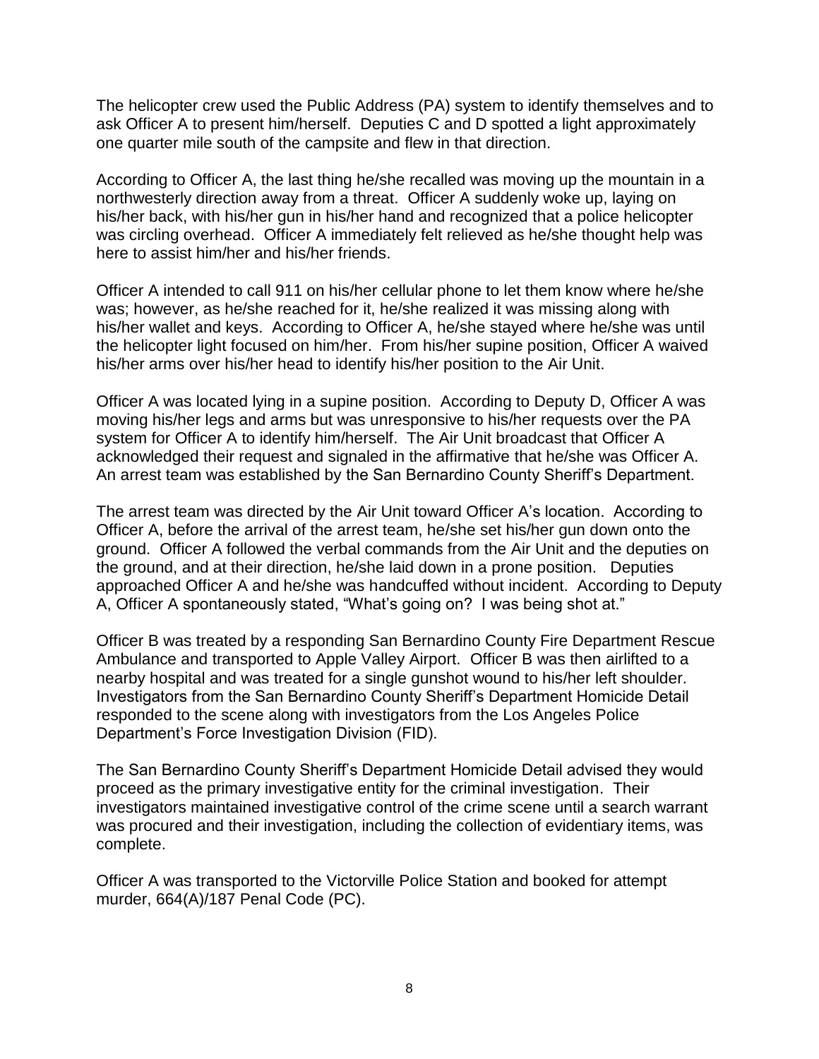The helicopter crew used the Public Address (PA) system to identify themselves and to ask Officer A to present him/herself. Deputies C and D spotted a light approximately one quarter mile south of the campsite and flew in that direction.

According to Officer A, the last thing he/she recalled was moving up the mountain in a northwesterly direction away from a threat. Officer A suddenly woke up, laying on his/her back, with his/her gun in his/her hand and recognized that a police helicopter was circling overhead. Officer A immediately felt relieved as he/she thought help was here to assist him/her and his/her friends.

Officer A intended to call 911 on his/her cellular phone to let them know where he/she was; however, as he/she reached for it, he/she realized it was missing along with his/her wallet and keys. According to Officer A, he/she stayed where he/she was until the helicopter light focused on him/her. From his/her supine position, Officer A waived his/her arms over his/her head to identify his/her position to the Air Unit.

Officer A was located lying in a supine position. According to Deputy D, Officer A was moving his/her legs and arms but was unresponsive to his/her requests over the PA system for Officer A to identify him/herself. The Air Unit broadcast that Officer A acknowledged their request and signaled in the affirmative that he/she was Officer A. An arrest team was established by the San Bernardino County Sheriff's Department.

The arrest team was directed by the Air Unit toward Officer A's location. According to Officer A, before the arrival of the arrest team, he/she set his/her gun down onto the ground. Officer A followed the verbal commands from the Air Unit and the deputies on the ground, and at their direction, he/she laid down in a prone position. Deputies approached Officer A and he/she was handcuffed without incident. According to Deputy A, Officer A spontaneously stated, "What's going on? I was being shot at."

Officer B was treated by a responding San Bernardino County Fire Department Rescue Ambulance and transported to Apple Valley Airport. Officer B was then airlifted to a nearby hospital and was treated for a single gunshot wound to his/her left shoulder. Investigators from the San Bernardino County Sheriff's Department Homicide Detail responded to the scene along with investigators from the Los Angeles Police Department's Force Investigation Division (FID).

The San Bernardino County Sheriff's Department Homicide Detail advised they would proceed as the primary investigative entity for the criminal investigation. Their investigators maintained investigative control of the crime scene until a search warrant was procured and their investigation, including the collection of evidentiary items, was complete.

Officer A was transported to the Victorville Police Station and booked for attempt murder, 664(A)/187 Penal Code (PC).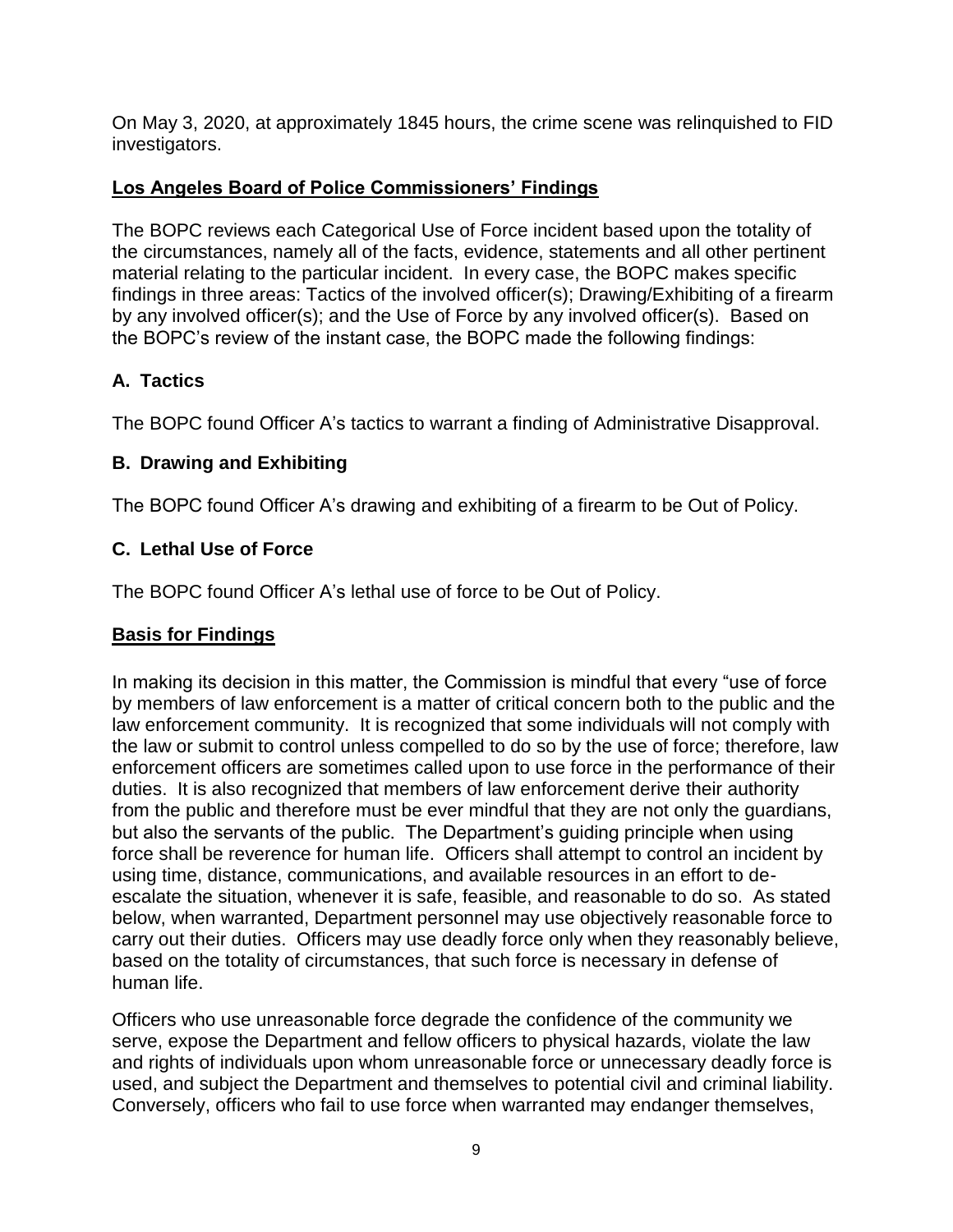On May 3, 2020, at approximately 1845 hours, the crime scene was relinquished to FID investigators.

## Los Angeles Board of Police Commissioners' Findings

The BOPC reviews each Categorical Use of Force incident based upon the totality of the circumstances, namely all of the facts, evidence, statements and all other pertinent material relating to the particular incident. In every case, the BOPC makes specific findings in three areas: Tactics of the involved officer(s); Drawing/Exhibiting of a firearm by any involved officer(s); and the Use of Force by any involved officer(s). Based on the BOPC's review of the instant case, the BOPC made the following findings:

### A. Tactics

The BOPC found Officer A's tactics to warrant a finding of Administrative Disapproval.

### B. Drawing and Exhibiting

The BOPC found Officer A's drawing and exhibiting of a firearm to be Out of Policy.

### C. Lethal Use of Force

The BOPC found Officer A's lethal use of force to be Out of Policy.

## Basis for Findings

In making its decision in this matter, the Commission is mindful that every "use of force by members of law enforcement is a matter of critical concern both to the public and the law enforcement community. It is recognized that some individuals will not comply with the law or submit to control unless compelled to do so by the use of force; therefore, law enforcement officers are sometimes called upon to use force in the performance of their duties. It is also recognized that members of law enforcement derive their authority from the public and therefore must be ever mindful that they are not only the guardians, but also the servants of the public. The Department's guiding principle when using force shall be reverence for human life. Officers shall attempt to control an incident by using time, distance, communications, and available resources in an effort to de-escalate the situation, whenever it is safe, feasible, and reasonable to do so. As stated below, when warranted, Department personnel may use objectively reasonable force to carry out their duties. Officers may use deadly force only when they reasonably believe, based on the totality of circumstances, that such force is necessary in defense of human life.

Officers who use unreasonable force degrade the confidence of the community we serve, expose the Department and fellow officers to physical hazards, violate the law and rights of individuals upon whom unreasonable force or unnecessary deadly force is used, and subject the Department and themselves to potential civil and criminal liability. Conversely, officers who fail to use force when warranted may endanger themselves,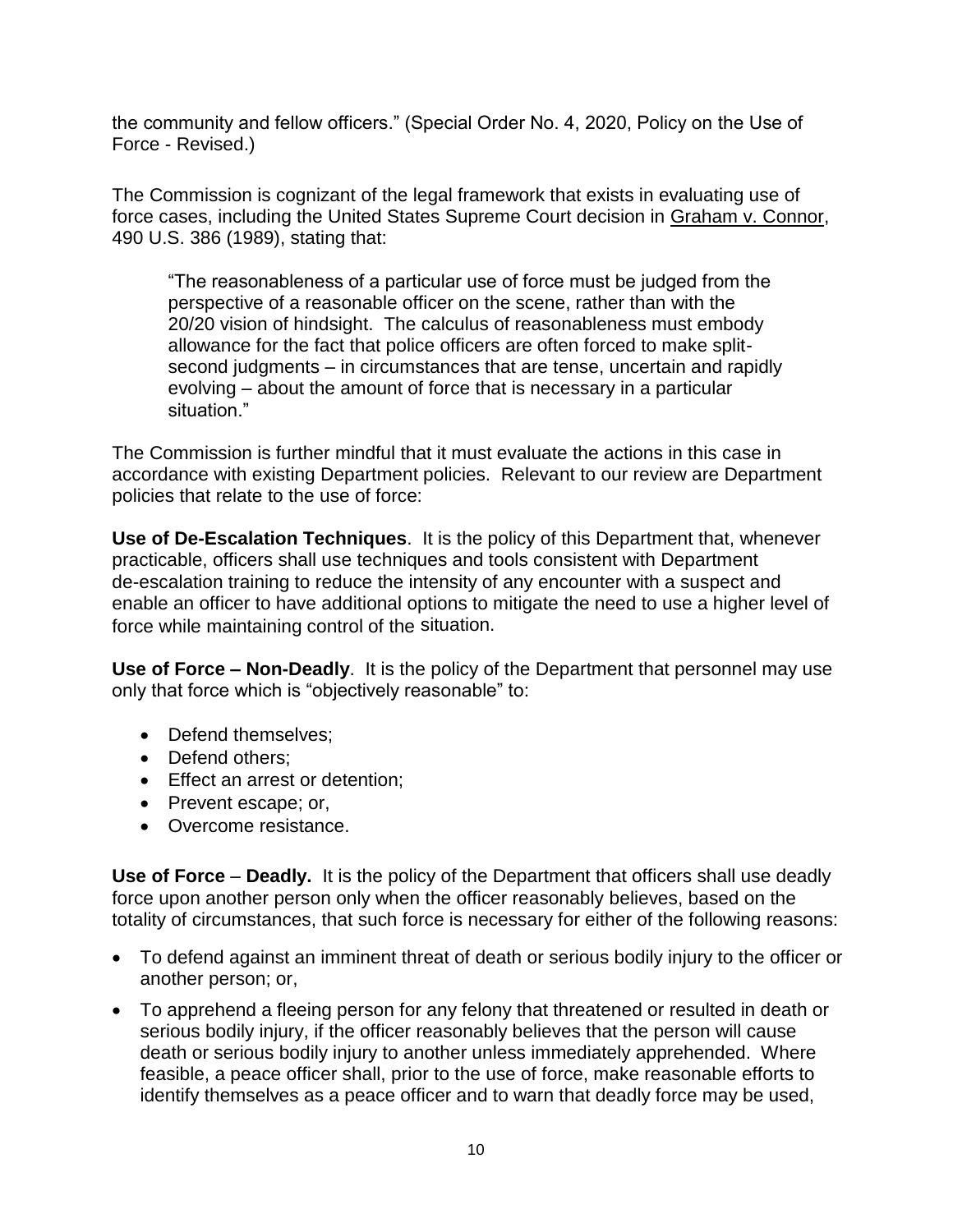the community and fellow officers." (Special Order No. 4, 2020, Policy on the Use of Force - Revised.)

The Commission is cognizant of the legal framework that exists in evaluating use of force cases, including the United States Supreme Court decision in Graham v. Connor, 490 U.S. 386 (1989), stating that:

> "The reasonableness of a particular use of force must be judged from the perspective of a reasonable officer on the scene, rather than with the 20/20 vision of hindsight. The calculus of reasonableness must embody allowance for the fact that police officers are often forced to make split-second judgments – in circumstances that are tense, uncertain and rapidly evolving – about the amount of force that is necessary in a particular situation."

The Commission is further mindful that it must evaluate the actions in this case in accordance with existing Department policies. Relevant to our review are Department policies that relate to the use of force:

**Use of De-Escalation Techniques**. It is the policy of this Department that, whenever practicable, officers shall use techniques and tools consistent with Department de-escalation training to reduce the intensity of any encounter with a suspect and enable an officer to have additional options to mitigate the need to use a higher level of force while maintaining control of the situation.

**Use of Force – Non-Deadly**. It is the policy of the Department that personnel may use only that force which is "objectively reasonable" to:

- Defend themselves;
- Defend others;
- Effect an arrest or detention;
- Prevent escape; or,
- Overcome resistance.

**Use of Force – Deadly.** It is the policy of the Department that officers shall use deadly force upon another person only when the officer reasonably believes, based on the totality of circumstances, that such force is necessary for either of the following reasons:

- To defend against an imminent threat of death or serious bodily injury to the officer or another person; or,
- To apprehend a fleeing person for any felony that threatened or resulted in death or serious bodily injury, if the officer reasonably believes that the person will cause death or serious bodily injury to another unless immediately apprehended. Where feasible, a peace officer shall, prior to the use of force, make reasonable efforts to identify themselves as a peace officer and to warn that deadly force may be used,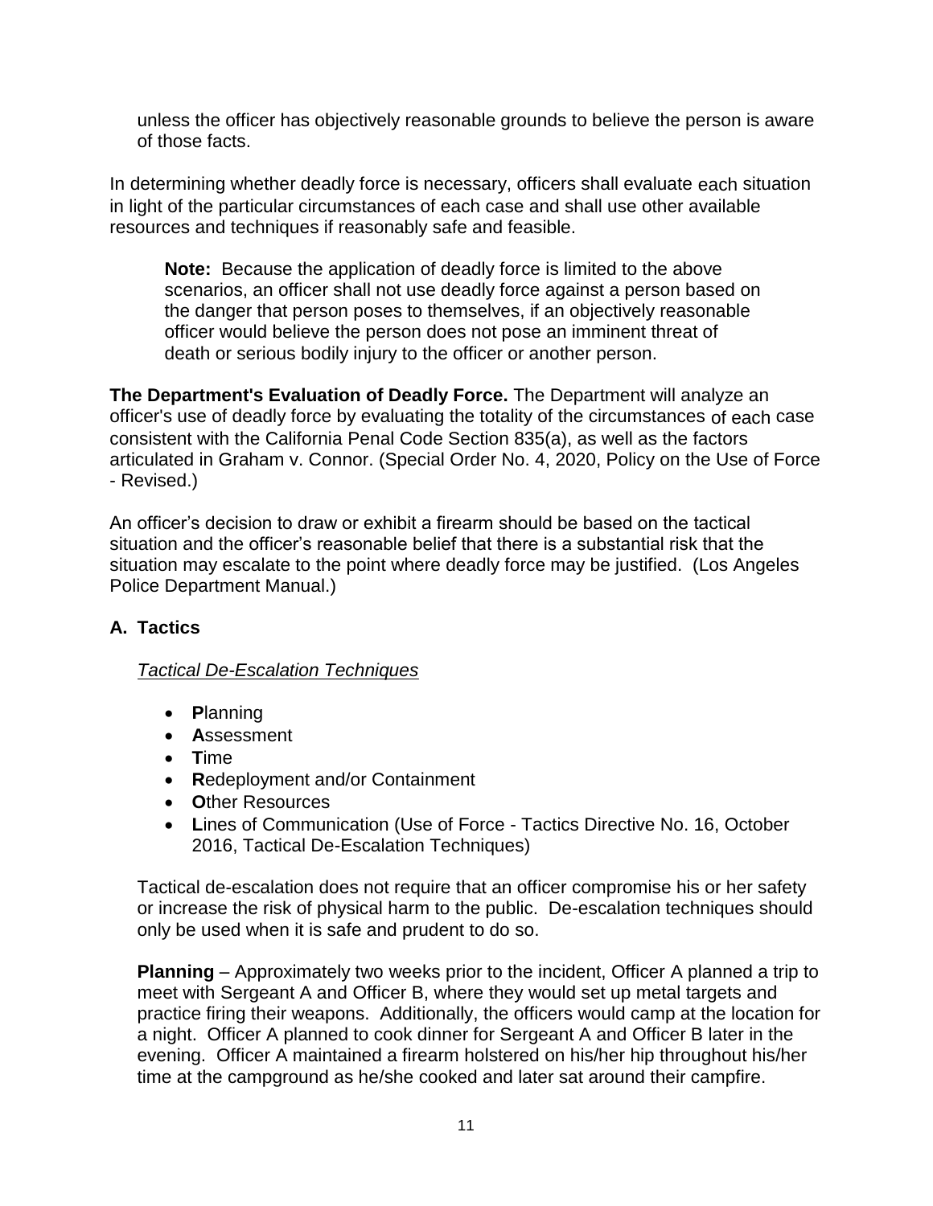unless the officer has objectively reasonable grounds to believe the person is aware of those facts.

In determining whether deadly force is necessary, officers shall evaluate each situation in light of the particular circumstances of each case and shall use other available resources and techniques if reasonably safe and feasible.

> **Note:** Because the application of deadly force is limited to the above scenarios, an officer shall not use deadly force against a person based on the danger that person poses to themselves, if an objectively reasonable officer would believe the person does not pose an imminent threat of death or serious bodily injury to the officer or another person.

**The Department's Evaluation of Deadly Force.** The Department will analyze an officer's use of deadly force by evaluating the totality of the circumstances of each case consistent with the California Penal Code Section 835(a), as well as the factors articulated in Graham v. Connor. (Special Order No. 4, 2020, Policy on the Use of Force - Revised.)

An officer's decision to draw or exhibit a firearm should be based on the tactical situation and the officer's reasonable belief that there is a substantial risk that the situation may escalate to the point where deadly force may be justified. (Los Angeles Police Department Manual.)

## A. Tactics

*Tactical De-Escalation Techniques*

- **P**lanning
- **A**ssessment
- **T**ime
- **R**edeployment and/or Containment
- **O**ther Resources
- **L**ines of Communication (Use of Force - Tactics Directive No. 16, October 2016, Tactical De-Escalation Techniques)

Tactical de-escalation does not require that an officer compromise his or her safety or increase the risk of physical harm to the public. De-escalation techniques should only be used when it is safe and prudent to do so.

**Planning** – Approximately two weeks prior to the incident, Officer A planned a trip to meet with Sergeant A and Officer B, where they would set up metal targets and practice firing their weapons. Additionally, the officers would camp at the location for a night. Officer A planned to cook dinner for Sergeant A and Officer B later in the evening. Officer A maintained a firearm holstered on his/her hip throughout his/her time at the campground as he/she cooked and later sat around their campfire.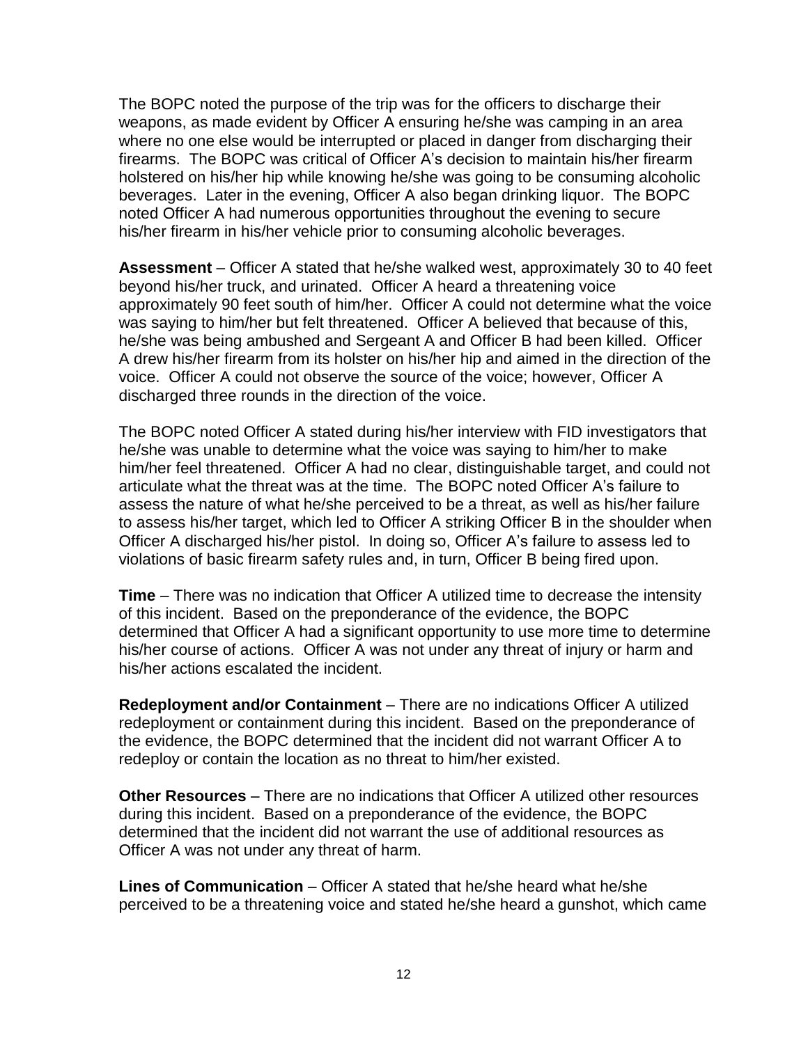The BOPC noted the purpose of the trip was for the officers to discharge their weapons, as made evident by Officer A ensuring he/she was camping in an area where no one else would be interrupted or placed in danger from discharging their firearms. The BOPC was critical of Officer A's decision to maintain his/her firearm holstered on his/her hip while knowing he/she was going to be consuming alcoholic beverages. Later in the evening, Officer A also began drinking liquor. The BOPC noted Officer A had numerous opportunities throughout the evening to secure his/her firearm in his/her vehicle prior to consuming alcoholic beverages.

**Assessment** – Officer A stated that he/she walked west, approximately 30 to 40 feet beyond his/her truck, and urinated. Officer A heard a threatening voice approximately 90 feet south of him/her. Officer A could not determine what the voice was saying to him/her but felt threatened. Officer A believed that because of this, he/she was being ambushed and Sergeant A and Officer B had been killed. Officer A drew his/her firearm from its holster on his/her hip and aimed in the direction of the voice. Officer A could not observe the source of the voice; however, Officer A discharged three rounds in the direction of the voice.

The BOPC noted Officer A stated during his/her interview with FID investigators that he/she was unable to determine what the voice was saying to him/her to make him/her feel threatened. Officer A had no clear, distinguishable target, and could not articulate what the threat was at the time. The BOPC noted Officer A's failure to assess the nature of what he/she perceived to be a threat, as well as his/her failure to assess his/her target, which led to Officer A striking Officer B in the shoulder when Officer A discharged his/her pistol. In doing so, Officer A's failure to assess led to violations of basic firearm safety rules and, in turn, Officer B being fired upon.

**Time** – There was no indication that Officer A utilized time to decrease the intensity of this incident. Based on the preponderance of the evidence, the BOPC determined that Officer A had a significant opportunity to use more time to determine his/her course of actions. Officer A was not under any threat of injury or harm and his/her actions escalated the incident.

**Redeployment and/or Containment** – There are no indications Officer A utilized redeployment or containment during this incident. Based on the preponderance of the evidence, the BOPC determined that the incident did not warrant Officer A to redeploy or contain the location as no threat to him/her existed.

**Other Resources** – There are no indications that Officer A utilized other resources during this incident. Based on a preponderance of the evidence, the BOPC determined that the incident did not warrant the use of additional resources as Officer A was not under any threat of harm.

**Lines of Communication** – Officer A stated that he/she heard what he/she perceived to be a threatening voice and stated he/she heard a gunshot, which came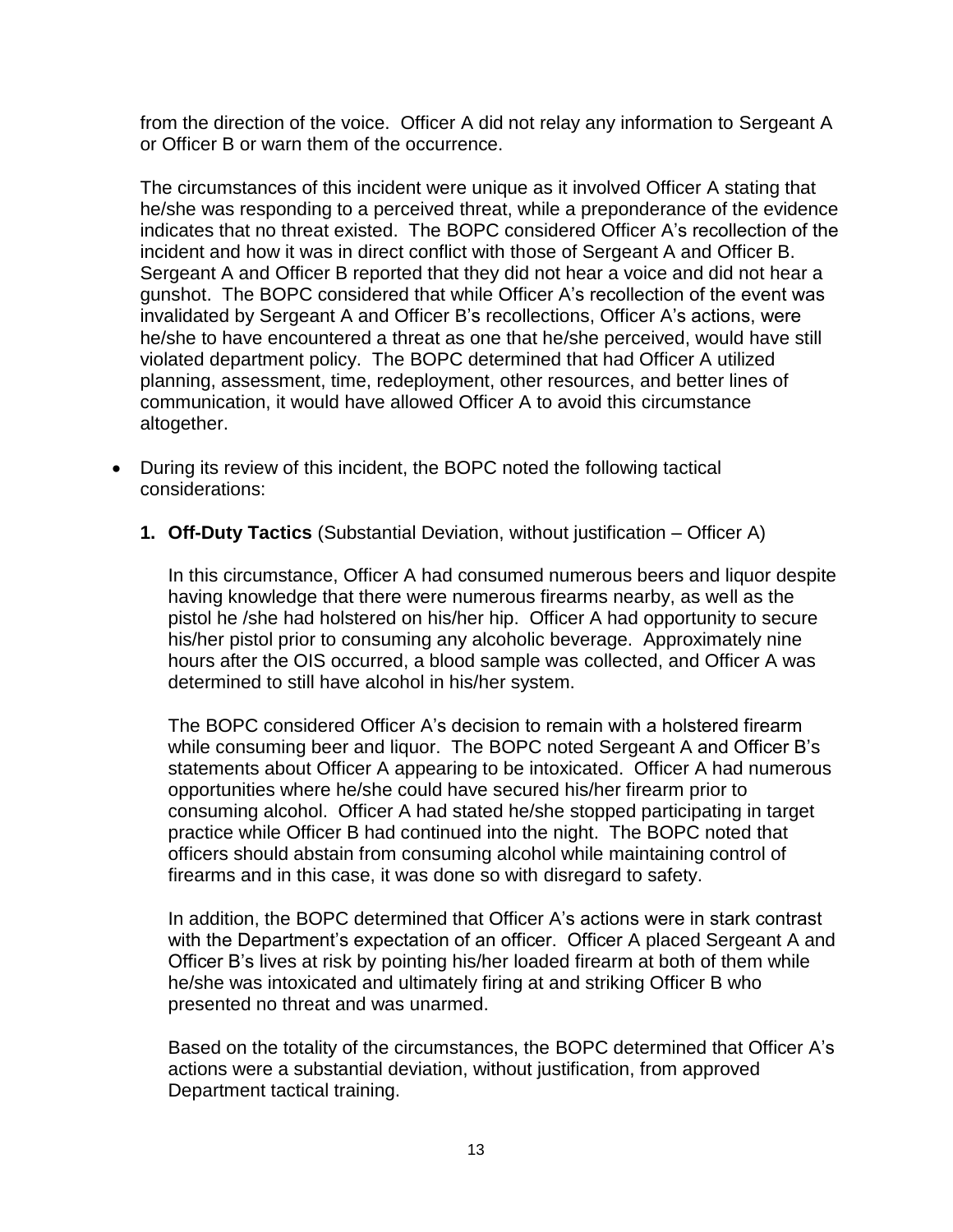from the direction of the voice. Officer A did not relay any information to Sergeant A or Officer B or warn them of the occurrence.

The circumstances of this incident were unique as it involved Officer A stating that he/she was responding to a perceived threat, while a preponderance of the evidence indicates that no threat existed. The BOPC considered Officer A's recollection of the incident and how it was in direct conflict with those of Sergeant A and Officer B. Sergeant A and Officer B reported that they did not hear a voice and did not hear a gunshot. The BOPC considered that while Officer A's recollection of the event was invalidated by Sergeant A and Officer B's recollections, Officer A's actions, were he/she to have encountered a threat as one that he/she perceived, would have still violated department policy. The BOPC determined that had Officer A utilized planning, assessment, time, redeployment, other resources, and better lines of communication, it would have allowed Officer A to avoid this circumstance altogether.

- During its review of this incident, the BOPC noted the following tactical considerations:

  **1. Off-Duty Tactics** (Substantial Deviation, without justification – Officer A)

  In this circumstance, Officer A had consumed numerous beers and liquor despite having knowledge that there were numerous firearms nearby, as well as the pistol he /she had holstered on his/her hip. Officer A had opportunity to secure his/her pistol prior to consuming any alcoholic beverage. Approximately nine hours after the OIS occurred, a blood sample was collected, and Officer A was determined to still have alcohol in his/her system.

  The BOPC considered Officer A's decision to remain with a holstered firearm while consuming beer and liquor. The BOPC noted Sergeant A and Officer B's statements about Officer A appearing to be intoxicated. Officer A had numerous opportunities where he/she could have secured his/her firearm prior to consuming alcohol. Officer A had stated he/she stopped participating in target practice while Officer B had continued into the night. The BOPC noted that officers should abstain from consuming alcohol while maintaining control of firearms and in this case, it was done so with disregard to safety.

  In addition, the BOPC determined that Officer A's actions were in stark contrast with the Department's expectation of an officer. Officer A placed Sergeant A and Officer B's lives at risk by pointing his/her loaded firearm at both of them while he/she was intoxicated and ultimately firing at and striking Officer B who presented no threat and was unarmed.

  Based on the totality of the circumstances, the BOPC determined that Officer A's actions were a substantial deviation, without justification, from approved Department tactical training.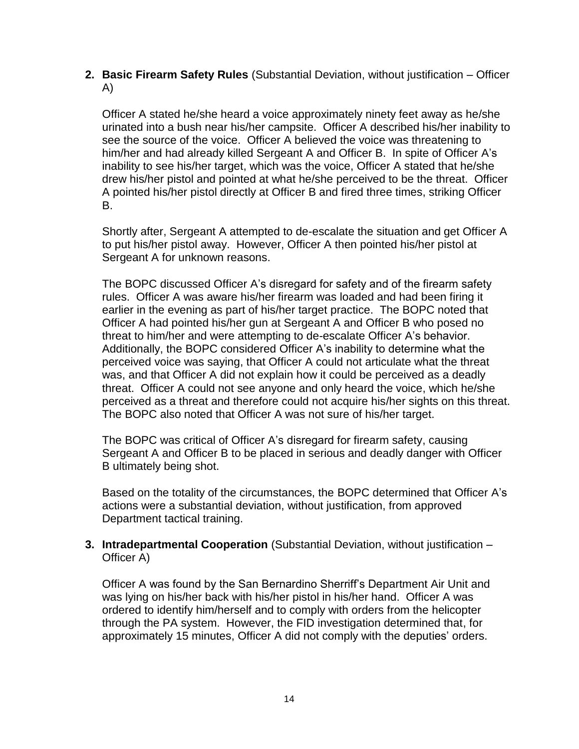2. **Basic Firearm Safety Rules** (Substantial Deviation, without justification – Officer A)

   Officer A stated he/she heard a voice approximately ninety feet away as he/she urinated into a bush near his/her campsite. Officer A described his/her inability to see the source of the voice. Officer A believed the voice was threatening to him/her and had already killed Sergeant A and Officer B. In spite of Officer A's inability to see his/her target, which was the voice, Officer A stated that he/she drew his/her pistol and pointed at what he/she perceived to be the threat. Officer A pointed his/her pistol directly at Officer B and fired three times, striking Officer B.

   Shortly after, Sergeant A attempted to de-escalate the situation and get Officer A to put his/her pistol away. However, Officer A then pointed his/her pistol at Sergeant A for unknown reasons.

   The BOPC discussed Officer A's disregard for safety and of the firearm safety rules. Officer A was aware his/her firearm was loaded and had been firing it earlier in the evening as part of his/her target practice. The BOPC noted that Officer A had pointed his/her gun at Sergeant A and Officer B who posed no threat to him/her and were attempting to de-escalate Officer A's behavior. Additionally, the BOPC considered Officer A's inability to determine what the perceived voice was saying, that Officer A could not articulate what the threat was, and that Officer A did not explain how it could be perceived as a deadly threat. Officer A could not see anyone and only heard the voice, which he/she perceived as a threat and therefore could not acquire his/her sights on this threat. The BOPC also noted that Officer A was not sure of his/her target.

   The BOPC was critical of Officer A's disregard for firearm safety, causing Sergeant A and Officer B to be placed in serious and deadly danger with Officer B ultimately being shot.

   Based on the totality of the circumstances, the BOPC determined that Officer A's actions were a substantial deviation, without justification, from approved Department tactical training.

3. **Intradepartmental Cooperation** (Substantial Deviation, without justification – Officer A)

   Officer A was found by the San Bernardino Sherriff's Department Air Unit and was lying on his/her back with his/her pistol in his/her hand. Officer A was ordered to identify him/herself and to comply with orders from the helicopter through the PA system. However, the FID investigation determined that, for approximately 15 minutes, Officer A did not comply with the deputies' orders.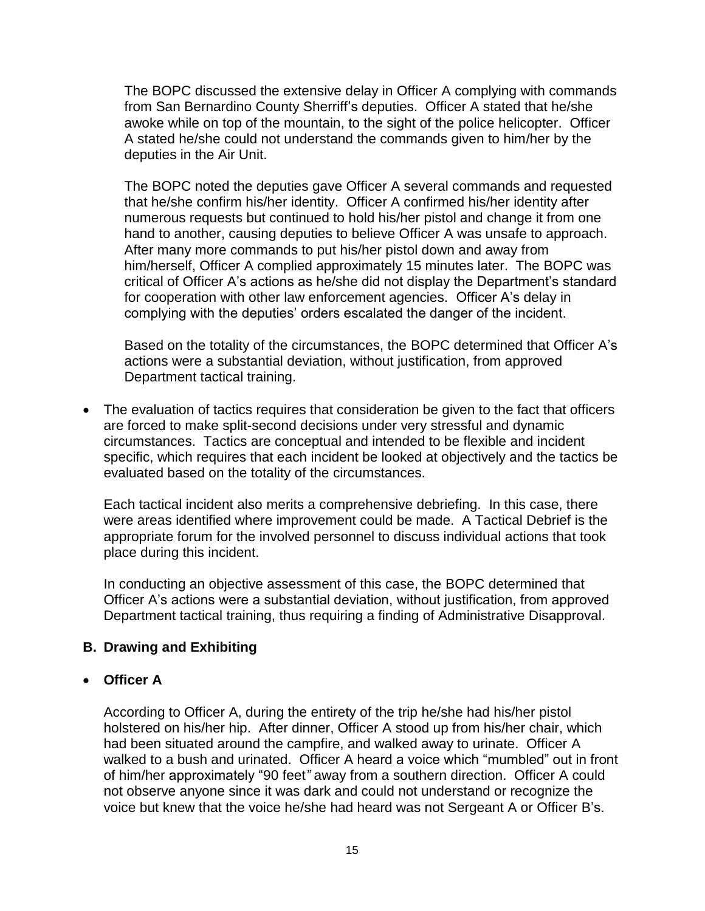The BOPC discussed the extensive delay in Officer A complying with commands from San Bernardino County Sherriff's deputies. Officer A stated that he/she awoke while on top of the mountain, to the sight of the police helicopter. Officer A stated he/she could not understand the commands given to him/her by the deputies in the Air Unit.

The BOPC noted the deputies gave Officer A several commands and requested that he/she confirm his/her identity. Officer A confirmed his/her identity after numerous requests but continued to hold his/her pistol and change it from one hand to another, causing deputies to believe Officer A was unsafe to approach. After many more commands to put his/her pistol down and away from him/herself, Officer A complied approximately 15 minutes later. The BOPC was critical of Officer A's actions as he/she did not display the Department's standard for cooperation with other law enforcement agencies. Officer A's delay in complying with the deputies' orders escalated the danger of the incident.

Based on the totality of the circumstances, the BOPC determined that Officer A's actions were a substantial deviation, without justification, from approved Department tactical training.

- The evaluation of tactics requires that consideration be given to the fact that officers are forced to make split-second decisions under very stressful and dynamic circumstances. Tactics are conceptual and intended to be flexible and incident specific, which requires that each incident be looked at objectively and the tactics be evaluated based on the totality of the circumstances.

  Each tactical incident also merits a comprehensive debriefing. In this case, there were areas identified where improvement could be made. A Tactical Debrief is the appropriate forum for the involved personnel to discuss individual actions that took place during this incident.

  In conducting an objective assessment of this case, the BOPC determined that Officer A's actions were a substantial deviation, without justification, from approved Department tactical training, thus requiring a finding of Administrative Disapproval.

### B. Drawing and Exhibiting

- **Officer A**

  According to Officer A, during the entirety of the trip he/she had his/her pistol holstered on his/her hip. After dinner, Officer A stood up from his/her chair, which had been situated around the campfire, and walked away to urinate. Officer A walked to a bush and urinated. Officer A heard a voice which "mumbled" out in front of him/her approximately "90 feet" away from a southern direction. Officer A could not observe anyone since it was dark and could not understand or recognize the voice but knew that the voice he/she had heard was not Sergeant A or Officer B's.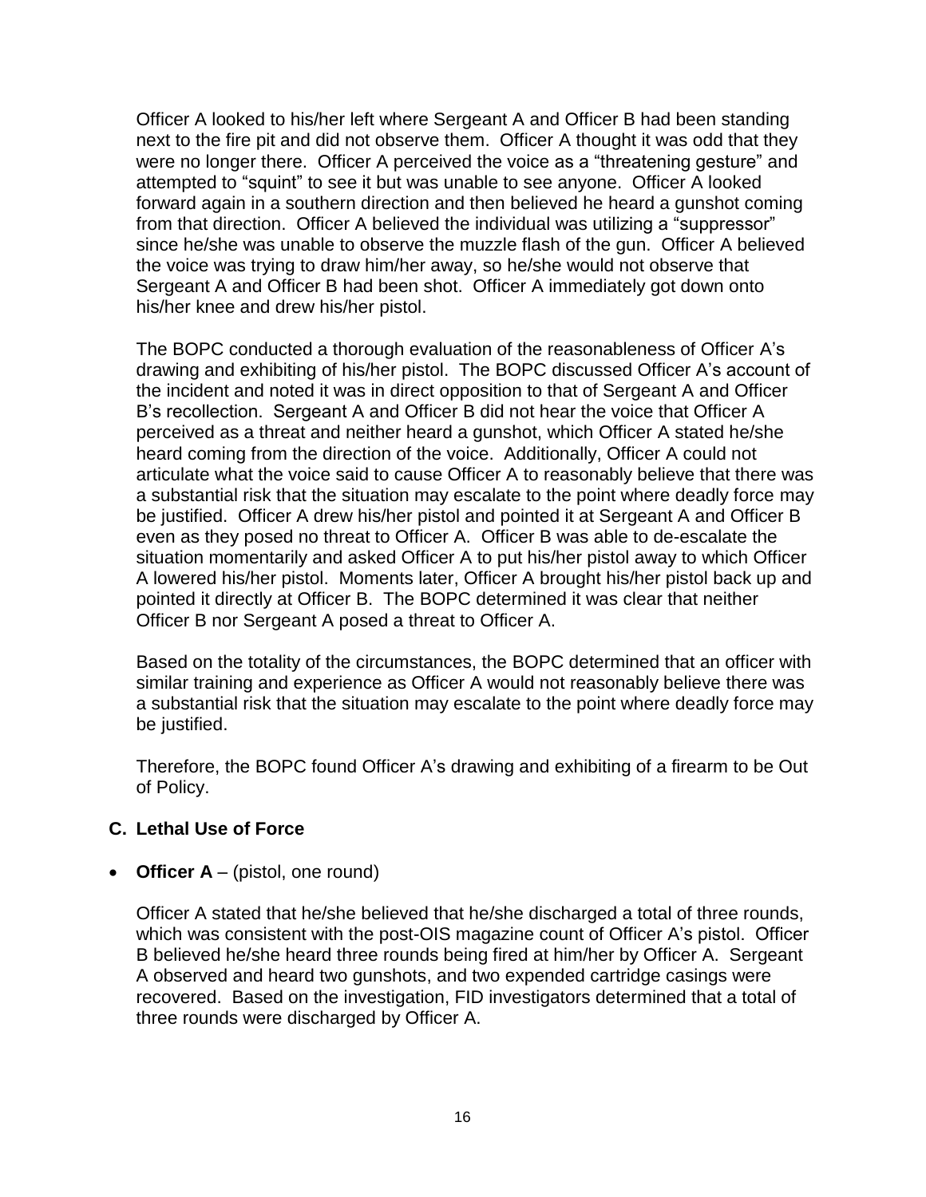Officer A looked to his/her left where Sergeant A and Officer B had been standing next to the fire pit and did not observe them. Officer A thought it was odd that they were no longer there. Officer A perceived the voice as a "threatening gesture" and attempted to "squint" to see it but was unable to see anyone. Officer A looked forward again in a southern direction and then believed he heard a gunshot coming from that direction. Officer A believed the individual was utilizing a "suppressor" since he/she was unable to observe the muzzle flash of the gun. Officer A believed the voice was trying to draw him/her away, so he/she would not observe that Sergeant A and Officer B had been shot. Officer A immediately got down onto his/her knee and drew his/her pistol.

The BOPC conducted a thorough evaluation of the reasonableness of Officer A's drawing and exhibiting of his/her pistol. The BOPC discussed Officer A's account of the incident and noted it was in direct opposition to that of Sergeant A and Officer B's recollection. Sergeant A and Officer B did not hear the voice that Officer A perceived as a threat and neither heard a gunshot, which Officer A stated he/she heard coming from the direction of the voice. Additionally, Officer A could not articulate what the voice said to cause Officer A to reasonably believe that there was a substantial risk that the situation may escalate to the point where deadly force may be justified. Officer A drew his/her pistol and pointed it at Sergeant A and Officer B even as they posed no threat to Officer A. Officer B was able to de-escalate the situation momentarily and asked Officer A to put his/her pistol away to which Officer A lowered his/her pistol. Moments later, Officer A brought his/her pistol back up and pointed it directly at Officer B. The BOPC determined it was clear that neither Officer B nor Sergeant A posed a threat to Officer A.

Based on the totality of the circumstances, the BOPC determined that an officer with similar training and experience as Officer A would not reasonably believe there was a substantial risk that the situation may escalate to the point where deadly force may be justified.

Therefore, the BOPC found Officer A's drawing and exhibiting of a firearm to be Out of Policy.

### C. Lethal Use of Force

- **Officer A** – (pistol, one round)

Officer A stated that he/she believed that he/she discharged a total of three rounds, which was consistent with the post-OIS magazine count of Officer A's pistol. Officer B believed he/she heard three rounds being fired at him/her by Officer A. Sergeant A observed and heard two gunshots, and two expended cartridge casings were recovered. Based on the investigation, FID investigators determined that a total of three rounds were discharged by Officer A.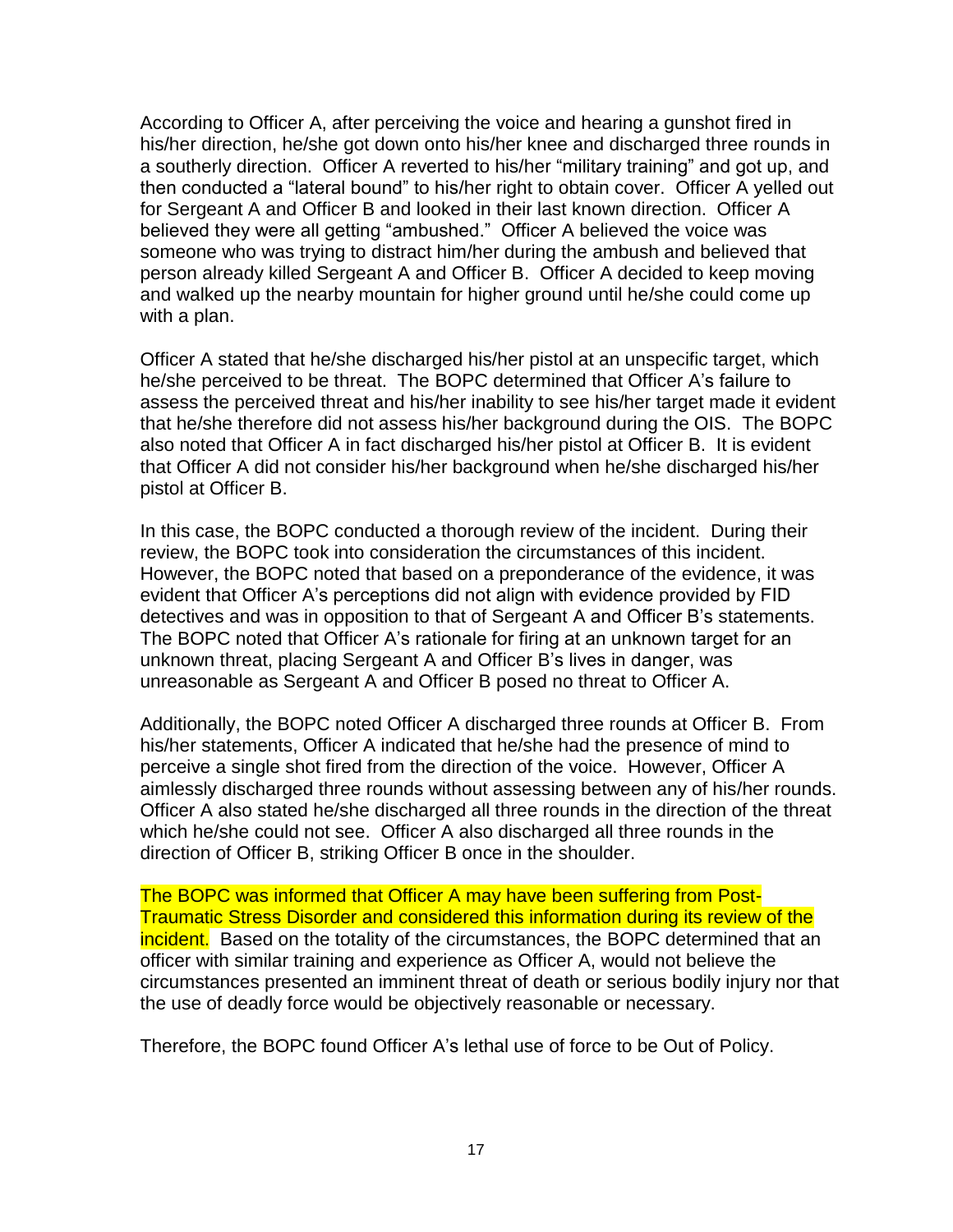According to Officer A, after perceiving the voice and hearing a gunshot fired in his/her direction, he/she got down onto his/her knee and discharged three rounds in a southerly direction. Officer A reverted to his/her "military training" and got up, and then conducted a "lateral bound" to his/her right to obtain cover. Officer A yelled out for Sergeant A and Officer B and looked in their last known direction. Officer A believed they were all getting "ambushed." Officer A believed the voice was someone who was trying to distract him/her during the ambush and believed that person already killed Sergeant A and Officer B. Officer A decided to keep moving and walked up the nearby mountain for higher ground until he/she could come up with a plan.

Officer A stated that he/she discharged his/her pistol at an unspecific target, which he/she perceived to be threat. The BOPC determined that Officer A's failure to assess the perceived threat and his/her inability to see his/her target made it evident that he/she therefore did not assess his/her background during the OIS. The BOPC also noted that Officer A in fact discharged his/her pistol at Officer B. It is evident that Officer A did not consider his/her background when he/she discharged his/her pistol at Officer B.

In this case, the BOPC conducted a thorough review of the incident. During their review, the BOPC took into consideration the circumstances of this incident. However, the BOPC noted that based on a preponderance of the evidence, it was evident that Officer A's perceptions did not align with evidence provided by FID detectives and was in opposition to that of Sergeant A and Officer B's statements. The BOPC noted that Officer A's rationale for firing at an unknown target for an unknown threat, placing Sergeant A and Officer B's lives in danger, was unreasonable as Sergeant A and Officer B posed no threat to Officer A.

Additionally, the BOPC noted Officer A discharged three rounds at Officer B. From his/her statements, Officer A indicated that he/she had the presence of mind to perceive a single shot fired from the direction of the voice. However, Officer A aimlessly discharged three rounds without assessing between any of his/her rounds. Officer A also stated he/she discharged all three rounds in the direction of the threat which he/she could not see. Officer A also discharged all three rounds in the direction of Officer B, striking Officer B once in the shoulder.

The BOPC was informed that Officer A may have been suffering from Post-Traumatic Stress Disorder and considered this information during its review of the incident. Based on the totality of the circumstances, the BOPC determined that an officer with similar training and experience as Officer A, would not believe the circumstances presented an imminent threat of death or serious bodily injury nor that the use of deadly force would be objectively reasonable or necessary.

Therefore, the BOPC found Officer A's lethal use of force to be Out of Policy.